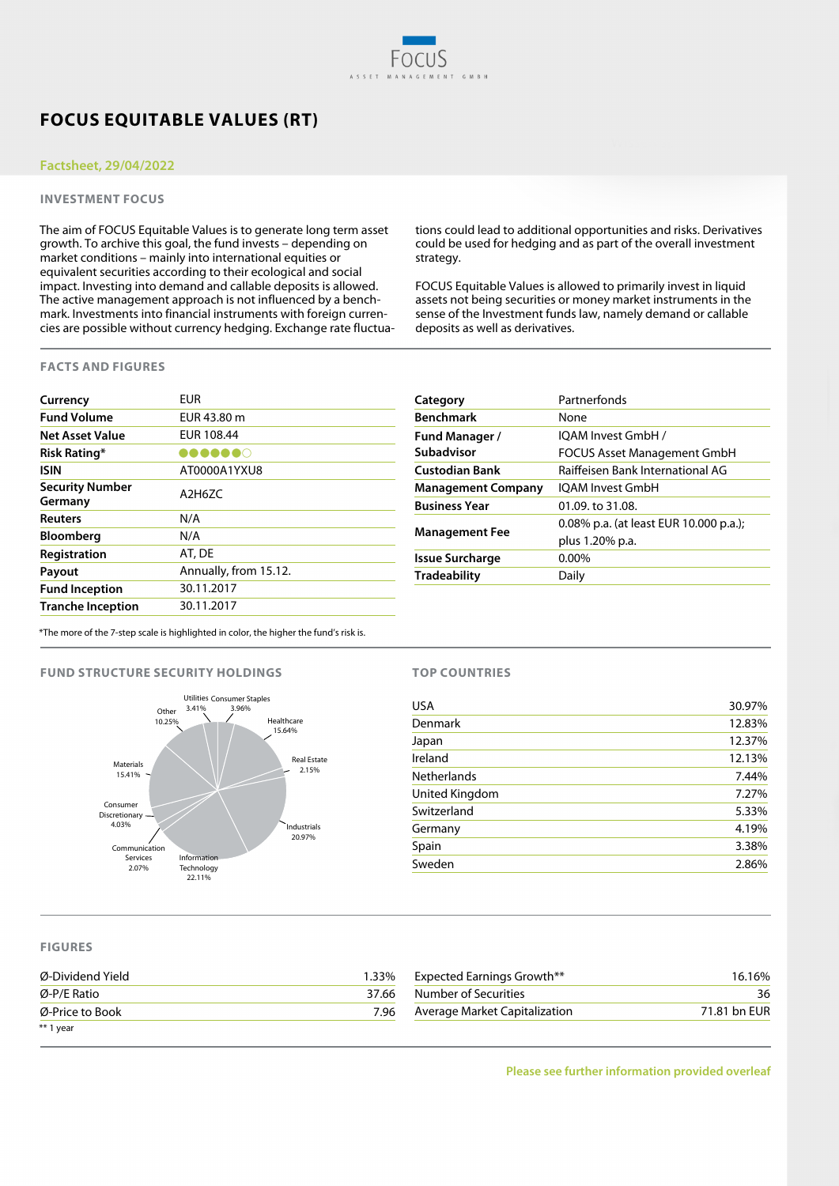# FOCUS EQUITABLE VALUES (RT)

Factsheet, 29/04/2022

## INVESTMENT FOCUS

The aim of FOCUS Equitable Values is to generate long term asset growth. To archive this goal, the fund invests – depending on market conditions – mainly into international equities or equivalent securities according to their ecological and social impact. Investing into demand and callable deposits is allowed. The active management approach is not influenced by a benchmark. Investments into financial instruments with foreign currencies are possible without currency hedging. Exchange rate fluctuations could lead to additional opportunities and risks. Derivatives could be used for hedging and as part of the overall investment strategy.

FOCUS Equitable Values is allowed to primarily invest in liquid assets not being securities or money market instruments in the sense of the Investment funds law, namely demand or callable deposits as well as derivatives.

## FACTS AND FIGURES

| | |
|---|---|
| **Currency** | EUR |
| **Fund Volume** | EUR 43.80 m |
| **Net Asset Value** | EUR 108.44 |
| **Risk Rating*** | ●●●●●●○ |
| **ISIN** | AT0000A1YXU8 |
| **Security Number Germany** | A2H6ZC |
| **Reuters** | N/A |
| **Bloomberg** | N/A |
| **Registration** | AT, DE |
| **Payout** | Annually, from 15.12. |
| **Fund Inception** | 30.11.2017 |
| **Tranche Inception** | 30.11.2017 |

| | |
|---|---|
| **Category** | Partnerfonds |
| **Benchmark** | None |
| **Fund Manager / Subadvisor** | IQAM Invest GmbH / FOCUS Asset Management GmbH |
| **Custodian Bank** | Raiffeisen Bank International AG |
| **Management Company** | IQAM Invest GmbH |
| **Business Year** | 01.09. to 31.08. |
| **Management Fee** | 0.08% p.a. (at least EUR 10.000 p.a.); plus 1.20% p.a. |
| **Issue Surcharge** | 0.00% |
| **Tradeability** | Daily |

*The more of the 7-step scale is highlighted in color, the higher the fund's risk is.

## FUND STRUCTURE SECURITY HOLDINGS

| Sector | Weight |
|---|---|
| Utilities | 3.41% |
| Consumer Staples | 3.96% |
| Healthcare | 15.64% |
| Real Estate | 2.15% |
| Industrials | 20.97% |
| Information Technology | 22.11% |
| Communication Services | 2.07% |
| Consumer Discretionary | 4.03% |
| Materials | 15.41% |
| Other | 10.25% |

## TOP COUNTRIES

| Country | Weight |
|---|---|
| USA | 30.97% |
| Denmark | 12.83% |
| Japan | 12.37% |
| Ireland | 12.13% |
| Netherlands | 7.44% |
| United Kingdom | 7.27% |
| Switzerland | 5.33% |
| Germany | 4.19% |
| Spain | 3.38% |
| Sweden | 2.86% |

## FIGURES

| | |
|---|---|
| Ø-Dividend Yield | 1.33% |
| Ø-P/E Ratio | 37.66 |
| Ø-Price to Book | 7.96 |

| | |
|---|---|
| Expected Earnings Growth** | 16.16% |
| Number of Securities | 36 |
| Average Market Capitalization | 71.81 bn EUR |

** 1 year

Please see further information provided overleaf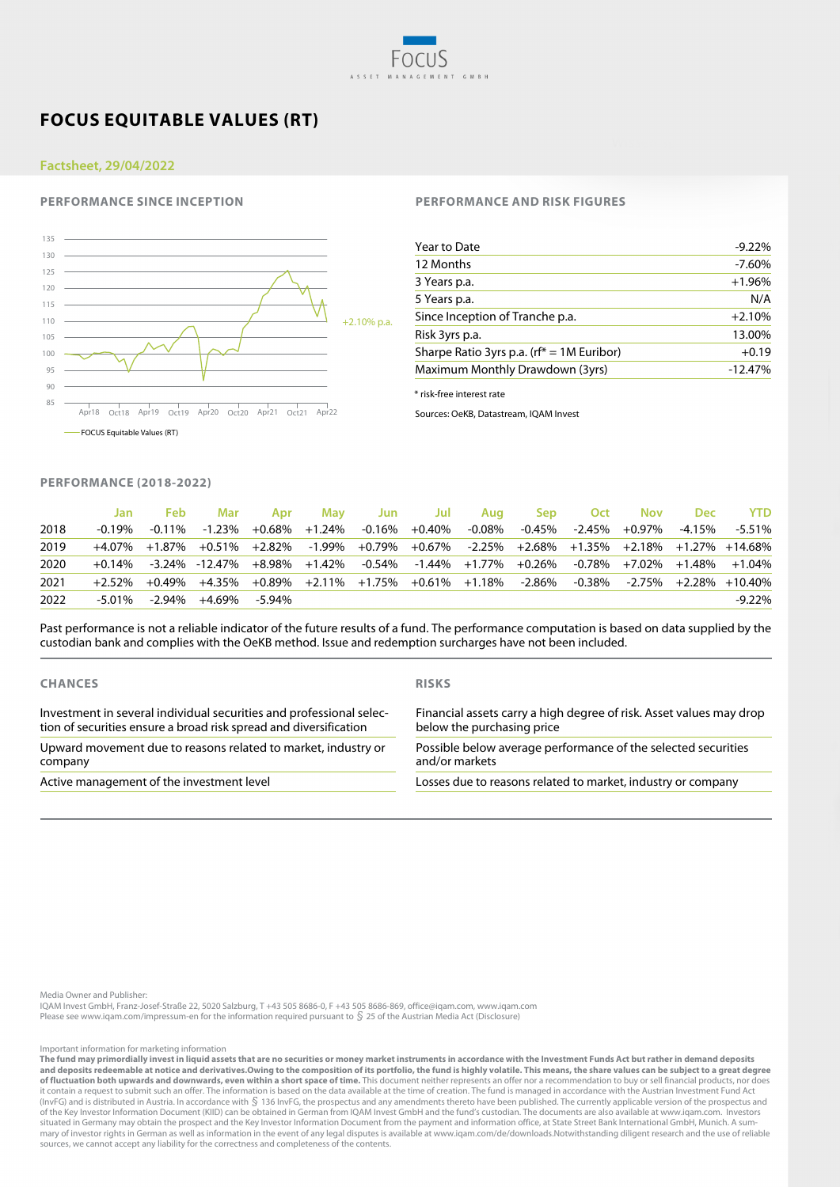FOCUS
ASSET MANAGEMENT GMBH

# FOCUS EQUITABLE VALUES (RT)

**Factsheet, 29/04/2022**

## PERFORMANCE SINCE INCEPTION

135
130
125
120
115
110
105
100
95
90
85

Apr18 Oct18 Apr19 Oct19 Apr20 Oct20 Apr21 Oct21 Apr22

+2.10% p.a.

FOCUS Equitable Values (RT)

## PERFORMANCE AND RISK FIGURES

| | |
|---|---|
| Year to Date | -9.22% |
| 12 Months | -7.60% |
| 3 Years p.a. | +1.96% |
| 5 Years p.a. | N/A |
| Since Inception of Tranche p.a. | +2.10% |
| Risk 3yrs p.a. | 13.00% |
| Sharpe Ratio 3yrs p.a. (rf* = 1M Euribor) | +0.19 |
| Maximum Monthly Drawdown (3yrs) | -12.47% |

\* risk-free interest rate

Sources: OeKB, Datastream, IQAM Invest

## PERFORMANCE (2018-2022)

| | Jan | Feb | Mar | Apr | May | Jun | Jul | Aug | Sep | Oct | Nov | Dec | YTD |
|---|---|---|---|---|---|---|---|---|---|---|---|---|---|
| 2018 | -0.19% | -0.11% | -1.23% | +0.68% | +1.24% | -0.16% | +0.40% | -0.08% | -0.45% | -2.45% | +0.97% | -4.15% | -5.51% |
| 2019 | +4.07% | +1.87% | +0.51% | +2.82% | -1.99% | +0.79% | +0.67% | -2.25% | +2.68% | +1.35% | +2.18% | +1.27% | +14.68% |
| 2020 | +0.14% | -3.24% | -12.47% | +8.98% | +1.42% | -0.54% | -1.44% | +1.77% | +0.26% | -0.78% | +7.02% | +1.48% | +1.04% |
| 2021 | +2.52% | +0.49% | +4.35% | +0.89% | +2.11% | +1.75% | +0.61% | +1.18% | -2.86% | -0.38% | -2.75% | +2.28% | +10.40% |
| 2022 | -5.01% | -2.94% | +4.69% | -5.94% | | | | | | | | | -9.22% |

Past performance is not a reliable indicator of the future results of a fund. The performance computation is based on data supplied by the custodian bank and complies with the OeKB method. Issue and redemption surcharges have not been included.

## CHANCES

- Investment in several individual securities and professional selection of securities ensure a broad risk spread and diversification
- Upward movement due to reasons related to market, industry or company
- Active management of the investment level

## RISKS

- Financial assets carry a high degree of risk. Asset values may drop below the purchasing price
- Possible below average performance of the selected securities and/or markets
- Losses due to reasons related to market, industry or company

Media Owner and Publisher:
IQAM Invest GmbH, Franz-Josef-Straße 22, 5020 Salzburg, T +43 505 8686-0, F +43 505 8686-869, office@iqam.com, www.iqam.com
Please see www.iqam.com/impressum-en for the information required pursuant to § 25 of the Austrian Media Act (Disclosure)

Important information for marketing information
**The fund may primordially invest in liquid assets that are no securities or money market instruments in accordance with the Investment Funds Act but rather in demand deposits and deposits redeemable at notice and derivatives.Owing to the composition of its portfolio, the fund is highly volatile. This means, the share values can be subject to a great degree of fluctuation both upwards and downwards, even within a short space of time.** This document neither represents an offer nor a recommendation to buy or sell financial products, nor does it contain a request to submit such an offer. The information is based on the data available at the time of creation. The fund is managed in accordance with the Austrian Investment Fund Act (InvFG) and is distributed in Austria. In accordance with § 136 InvFG, the prospectus and any amendments thereto have been published. The currently applicable version of the prospectus and of the Key Investor Information Document (KIID) can be obtained in German from IQAM Invest GmbH and the fund's custodian. The documents are also available at www.iqam.com. Investors situated in Germany may obtain the prospect and the Key Investor Information Document from the payment and information office, at State Street Bank International GmbH, Munich. A summary of investor rights in German as well as information in the event of any legal disputes is available at www.iqam.com/de/downloads.Notwithstanding diligent research and the use of reliable sources, we cannot accept any liability for the correctness and completeness of the contents.